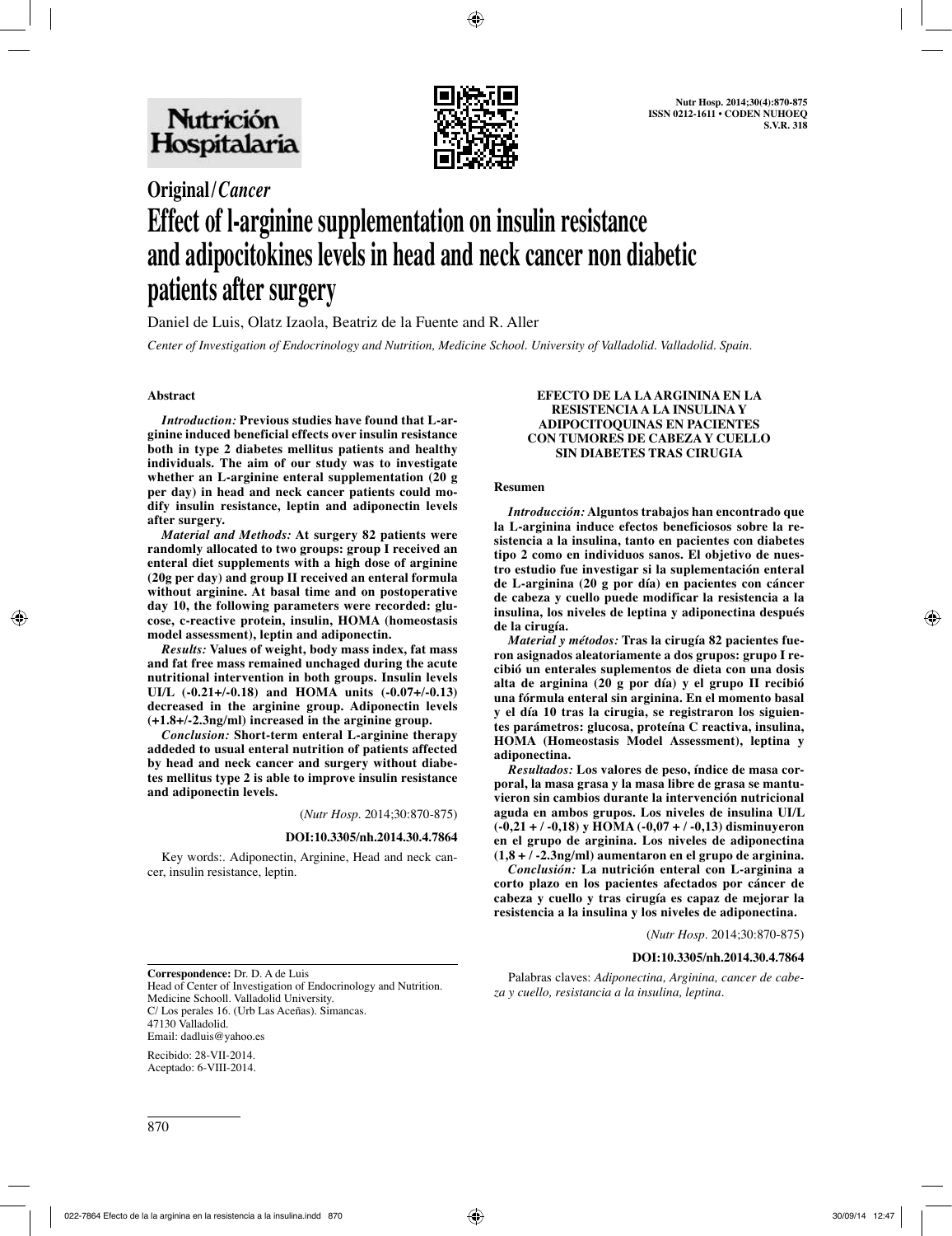Original/*Cancer*

# Effect of l-arginine supplementation on insulin resistance and adipocitokines levels in head and neck cancer non diabetic patients after surgery

Daniel de Luis, Olatz Izaola, Beatriz de la Fuente and R. Aller

*Center of Investigation of Endocrinology and Nutrition, Medicine School. University of Valladolid. Valladolid. Spain.*

## Abstract

***Introduction:*** **Previous studies have found that L-arginine induced beneficial effects over insulin resistance both in type 2 diabetes mellitus patients and healthy individuals. The aim of our study was to investigate whether an L-arginine enteral supplementation (20 g per day) in head and neck cancer patients could modify insulin resistance, leptin and adiponectin levels after surgery.**

***Material and Methods:*** **At surgery 82 patients were randomly allocated to two groups: group I received an enteral diet supplements with a high dose of arginine (20g per day) and group II received an enteral formula without arginine. At basal time and on postoperative day 10, the following parameters were recorded: glucose, c-reactive protein, insulin, HOMA (homeostasis model assessment), leptin and adiponectin.**

***Results:*** **Values of weight, body mass index, fat mass and fat free mass remained unchaged during the acute nutritional intervention in both groups. Insulin levels UI/L (-0.21+/-0.18) and HOMA units (-0.07+/-0.13) decreased in the arginine group. Adiponectin levels (+1.8+/-2.3ng/ml) increased in the arginine group.**

***Conclusion:*** **Short-term enteral L-arginine therapy addeded to usual enteral nutrition of patients affected by head and neck cancer and surgery without diabetes mellitus type 2 is able to improve insulin resistance and adiponectin levels.**

(*Nutr Hosp*. 2014;30:870-875)

**DOI:10.3305/nh.2014.30.4.7864**

Key words:. Adiponectin, Arginine, Head and neck cancer, insulin resistance, leptin.

## EFECTO DE LA LA ARGININA EN LA RESISTENCIA A LA INSULINA Y ADIPOCITOQUINAS EN PACIENTES CON TUMORES DE CABEZA Y CUELLO SIN DIABETES TRAS CIRUGIA

### Resumen

***Introducción:*** **Alguntos trabajos han encontrado que la L-arginina induce efectos beneficiosos sobre la resistencia a la insulina, tanto en pacientes con diabetes tipo 2 como en individuos sanos. El objetivo de nuestro estudio fue investigar si la suplementación enteral de L-arginina (20 g por día) en pacientes con cáncer de cabeza y cuello puede modificar la resistencia a la insulina, los niveles de leptina y adiponectina después de la cirugía.**

***Material y métodos:*** **Tras la cirugía 82 pacientes fueron asignados aleatoriamente a dos grupos: grupo I recibió un enterales suplementos de dieta con una dosis alta de arginina (20 g por día) y el grupo II recibió una fórmula enteral sin arginina. En el momento basal y el día 10 tras la cirugía, se registraron los siguientes parámetros: glucosa, proteína C reactiva, insulina, HOMA (Homeostasis Model Assessment), leptina y adiponectina.**

***Resultados:*** **Los valores de peso, índice de masa corporal, la masa grasa y la masa libre de grasa se mantuvieron sin cambios durante la intervención nutricional aguda en ambos grupos. Los niveles de insulina UI/L (-0,21 + / -0,18) y HOMA (-0,07 + / -0,13) disminuyeron en el grupo de arginina. Los niveles de adiponectina (1,8 + / -2.3ng/ml) aumentaron en el grupo de arginina.**

***Conclusión:*** **La nutrición enteral con L-arginina a corto plazo en los pacientes afectados por cáncer de cabeza y cuello y tras cirugía es capaz de mejorar la resistencia a la insulina y los niveles de adiponectina.**

(*Nutr Hosp*. 2014;30:870-875)

**DOI:10.3305/nh.2014.30.4.7864**

Palabras claves: *Adiponectina, Arginina, cancer de cabeza y cuello, resistencia a la insulina, leptina*.

---

**Correspondence:** Dr. D. A de Luis
Head of Center of Investigation of Endocrinology and Nutrition.
Medicine Schooll. Valladolid University.
C/ Los perales 16. (Urb Las Aceñas). Simancas.
47130 Valladolid.
Email: dadluis@yahoo.es

Recibido: 28-VII-2014.
Aceptado: 6-VIII-2014.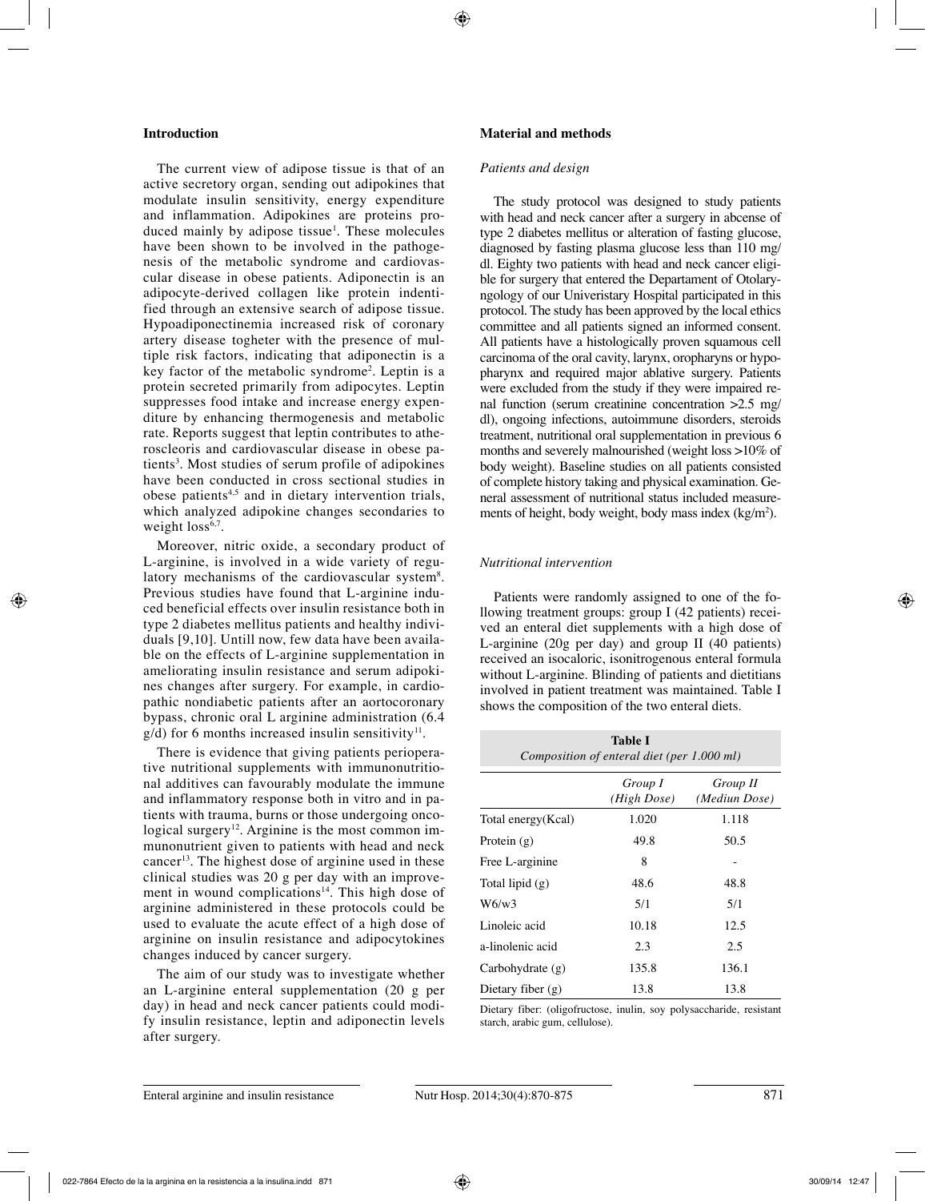## Introduction

The current view of adipose tissue is that of an active secretory organ, sending out adipokines that modulate insulin sensitivity, energy expenditure and inflammation. Adipokines are proteins produced mainly by adipose tissue[1]. These molecules have been shown to be involved in the pathogenesis of the metabolic syndrome and cardiovascular disease in obese patients. Adiponectin is an adipocyte-derived collagen like protein indentified through an extensive search of adipose tissue. Hypoadiponectinemia increased risk of coronary artery disease togheter with the presence of multiple risk factors, indicating that adiponectin is a key factor of the metabolic syndrome[2]. Leptin is a protein secreted primarily from adipocytes. Leptin suppresses food intake and increase energy expenditure by enhancing thermogenesis and metabolic rate. Reports suggest that leptin contributes to atheroscleoris and cardiovascular disease in obese patients[3]. Most studies of serum profile of adipokines have been conducted in cross sectional studies in obese patients[4,5] and in dietary intervention trials, which analyzed adipokine changes secondaries to weight loss[6,7].

Moreover, nitric oxide, a secondary product of L-arginine, is involved in a wide variety of regulatory mechanisms of the cardiovascular system[8]. Previous studies have found that L-arginine induced beneficial effects over insulin resistance both in type 2 diabetes mellitus patients and healthy individuals [9,10]. Untill now, few data have been available on the effects of L-arginine supplementation in ameliorating insulin resistance and serum adipokines changes after surgery. For example, in cardiopathic nondiabetic patients after an aortocoronary bypass, chronic oral L arginine administration (6.4 g/d) for 6 months increased insulin sensitivity[11].

There is evidence that giving patients perioperative nutritional supplements with immunonutritional additives can favourably modulate the immune and inflammatory response both in vitro and in patients with trauma, burns or those undergoing oncological surgery[12]. Arginine is the most common immunonutrient given to patients with head and neck cancer[13]. The highest dose of arginine used in these clinical studies was 20 g per day with an improvement in wound complications[14]. This high dose of arginine administered in these protocols could be used to evaluate the acute effect of a high dose of arginine on insulin resistance and adipocytokines changes induced by cancer surgery.

The aim of our study was to investigate whether an L-arginine enteral supplementation (20 g per day) in head and neck cancer patients could modify insulin resistance, leptin and adiponectin levels after surgery.

## Material and methods

### *Patients and design*

The study protocol was designed to study patients with head and neck cancer after a surgery in abcense of type 2 diabetes mellitus or alteration of fasting glucose, diagnosed by fasting plasma glucose less than 110 mg/dl. Eighty two patients with head and neck cancer eligible for surgery that entered the Departament of Otolaryngology of our Univeristary Hospital participated in this protocol. The study has been approved by the local ethics committee and all patients signed an informed consent. All patients have a histologically proven squamous cell carcinoma of the oral cavity, larynx, oropharyns or hypopharynx and required major ablative surgery. Patients were excluded from the study if they were impaired renal function (serum creatinine concentration >2.5 mg/dl), ongoing infections, autoimmune disorders, steroids treatment, nutritional oral supplementation in previous 6 months and severely malnourished (weight loss >10% of body weight). Baseline studies on all patients consisted of complete history taking and physical examination. General assessment of nutritional status included measurements of height, body weight, body mass index (kg/m$^2$).

### *Nutritional intervention*

Patients were randomly assigned to one of the following treatment groups: group I (42 patients) received an enteral diet supplements with a high dose of L-arginine (20g per day) and group II (40 patients) received an isocaloric, isonitrogenous enteral formula without L-arginine. Blinding of patients and dietitians involved in patient treatment was maintained. Table I shows the composition of the two enteral diets.

**Table I**
*Composition of enteral diet (per 1.000 ml)*

| | *Group I (High Dose)* | *Group II (Mediun Dose)* |
|---|---|---|
| Total energy(Kcal) | 1.020 | 1.118 |
| Protein (g) | 49.8 | 50.5 |
| Free L-arginine | 8 | - |
| Total lipid (g) | 48.6 | 48.8 |
| W6/w3 | 5/1 | 5/1 |
| Linoleic acid | 10.18 | 12.5 |
| a-linolenic acid | 2.3 | 2.5 |
| Carbohydrate (g) | 135.8 | 136.1 |
| Dietary fiber (g) | 13.8 | 13.8 |

Dietary fiber: (oligofructose, inulin, soy polysaccharide, resistant starch, arabic gum, cellulose).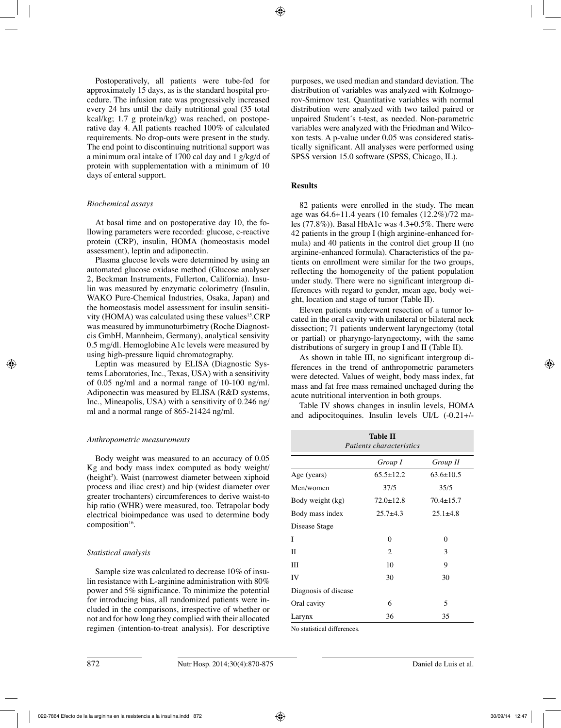Postoperatively, all patients were tube-fed for approximately 15 days, as is the standard hospital procedure. The infusion rate was progressively increased every 24 hrs until the daily nutritional goal (35 total kcal/kg; 1.7 g protein/kg) was reached, on postoperative day 4. All patients reached 100% of calculated requirements. No drop-outs were present in the study. The end point to discontinuing nutritional support was a minimum oral intake of 1700 cal day and 1 g/kg/d of protein with supplementation with a minimum of 10 days of enteral support.

### *Biochemical assays*

At basal time and on postoperative day 10, the following parameters were recorded: glucose, c-reactive protein (CRP), insulin, HOMA (homeostasis model assessment), leptin and adiponectin.

Plasma glucose levels were determined by using an automated glucose oxidase method (Glucose analyser 2, Beckman Instruments, Fullerton, California). Insulin was measured by enzymatic colorimetry (Insulin, WAKO Pure-Chemical Industries, Osaka, Japan) and the homeostasis model assessment for insulin sensitivity (HOMA) was calculated using these values[15].CRP was measured by immunoturbimetry (Roche Diagnostcis GmbH, Mannheim, Germany), analytical sensivity 0.5 mg/dl. Hemoglobine A1c levels were measured by using high-pressure liquid chromatography.

Leptin was measured by ELISA (Diagnostic Systems Laboratories, Inc., Texas, USA) with a sensitivity of 0.05 ng/ml and a normal range of 10-100 ng/ml. Adiponectin was measured by ELISA (R&D systems, Inc., Mineapolis, USA) with a sensitivity of 0.246 ng/ml and a normal range of 865-21424 ng/ml.

### *Anthropometric measurements*

Body weight was measured to an accuracy of 0.05 Kg and body mass index computed as body weight/ (height$^2$). Waist (narrowest diameter between xiphoid process and iliac crest) and hip (widest diameter over greater trochanters) circumferences to derive waist-to hip ratio (WHR) were measured, too. Tetrapolar body electrical bioimpedance was used to determine body composition[16].

### *Statistical analysis*

Sample size was calculated to decrease 10% of insulin resistance with L-arginine administration with 80% power and 5% significance. To minimize the potential for introducing bias, all randomized patients were included in the comparisons, irrespective of whether or not and for how long they complied with their allocated regimen (intention-to-treat analysis). For descriptive purposes, we used median and standard deviation. The distribution of variables was analyzed with Kolmogorov-Smirnov test. Quantitative variables with normal distribution were analyzed with two tailed paired or unpaired Student´s t-test, as needed. Non-parametric variables were analyzed with the Friedman and Wilcoxon tests. A p-value under 0.05 was considered statistically significant. All analyses were performed using SPSS version 15.0 software (SPSS, Chicago, IL).

## Results

82 patients were enrolled in the study. The mean age was 64.6+11.4 years (10 females (12.2%)/72 males (77.8%)). Basal HbA1c was 4.3+0.5%. There were 42 patients in the group I (high arginine-enhanced formula) and 40 patients in the control diet group II (no arginine-enhanced formula). Characteristics of the patients on enrollment were similar for the two groups, reflecting the homogeneity of the patient population under study. There were no significant intergroup differences with regard to gender, mean age, body weight, location and stage of tumor (Table II).

Eleven patients underwent resection of a tumor located in the oral cavity with unilateral or bilateral neck dissection; 71 patients underwent laryngectomy (total or partial) or pharyngo-laryngectomy, with the same distributions of surgery in group I and II (Table II).

As shown in table III, no significant intergroup differences in the trend of anthropometric parameters were detected. Values of weight, body mass index, fat mass and fat free mass remained unchaged during the acute nutritional intervention in both groups.

Table IV shows changes in insulin levels, HOMA and adipocitoquines. Insulin levels UI/L (-0.21+/-

**Table II**
*Patients characteristics*

| | *Group I* | *Group II* |
|---|---|---|
| Age (years) | 65.5±12.2 | 63.6±10.5 |
| Men/women | 37/5 | 35/5 |
| Body weight (kg) | 72.0±12.8 | 70.4±15.7 |
| Body mass index | 25.7±4.3 | 25.1±4.8 |
| Disease Stage | | |
| I | 0 | 0 |
| II | 2 | 3 |
| III | 10 | 9 |
| IV | 30 | 30 |
| Diagnosis of disease | | |
| Oral cavity | 6 | 5 |
| Larynx | 36 | 35 |

No statistical differences.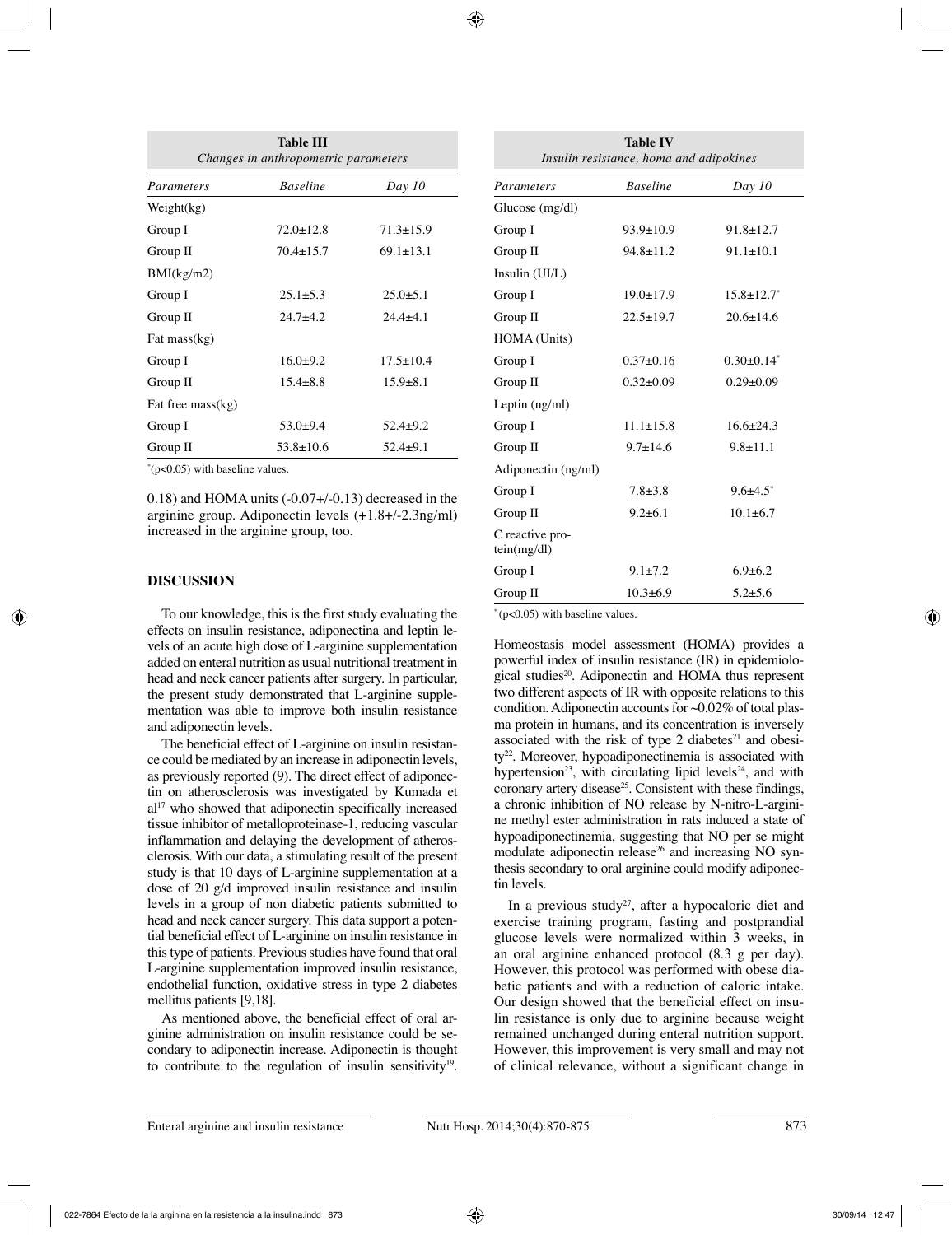| **Table III** | | |
|---|---|---|
| *Changes in anthropometric parameters* | | |
| *Parameters* | *Baseline* | *Day 10* |
| Weight(kg) | | |
| Group I | 72.0±12.8 | 71.3±15.9 |
| Group II | 70.4±15.7 | 69.1±13.1 |
| BMI(kg/m2) | | |
| Group I | 25.1±5.3 | 25.0±5.1 |
| Group II | 24.7±4.2 | 24.4±4.1 |
| Fat mass(kg) | | |
| Group I | 16.0±9.2 | 17.5±10.4 |
| Group II | 15.4±8.8 | 15.9±8.1 |
| Fat free mass(kg) | | |
| Group I | 53.0±9.4 | 52.4±9.2 |
| Group II | 53.8±10.6 | 52.4±9.1 |

*(p<0.05) with baseline values.

| **Table IV** | | |
|---|---|---|
| *Insulin resistance, homa and adipokines* | | |
| *Parameters* | *Baseline* | *Day 10* |
| Glucose (mg/dl) | | |
| Group I | 93.9±10.9 | 91.8±12.7 |
| Group II | 94.8±11.2 | 91.1±10.1 |
| Insulin (UI/L) | | |
| Group I | 19.0±17.9 | 15.8±12.7* |
| Group II | 22.5±19.7 | 20.6±14.6 |
| HOMA (Units) | | |
| Group I | 0.37±0.16 | 0.30±0.14* |
| Group II | 0.32±0.09 | 0.29±0.09 |
| Leptin (ng/ml) | | |
| Group I | 11.1±15.8 | 16.6±24.3 |
| Group II | 9.7±14.6 | 9.8±11.1 |
| Adiponectin (ng/ml) | | |
| Group I | 7.8±3.8 | 9.6±4.5* |
| Group II | 9.2±6.1 | 10.1±6.7 |
| C reactive protein(mg/dl) | | |
| Group I | 9.1±7.2 | 6.9±6.2 |
| Group II | 10.3±6.9 | 5.2±5.6 |

* (p<0.05) with baseline values.

0.18) and HOMA units (-0.07+/-0.13) decreased in the arginine group. Adiponectin levels (+1.8+/-2.3ng/ml) increased in the arginine group, too.

## DISCUSSION

To our knowledge, this is the first study evaluating the effects on insulin resistance, adiponectina and leptin levels of an acute high dose of L-arginine supplementation added on enteral nutrition as usual nutritional treatment in head and neck cancer patients after surgery. In particular, the present study demonstrated that L-arginine supplementation was able to improve both insulin resistance and adiponectin levels.

The beneficial effect of L-arginine on insulin resistance could be mediated by an increase in adiponectin levels, as previously reported (9). The direct effect of adiponectin on atherosclerosis was investigated by Kumada et al[17] who showed that adiponectin specifically increased tissue inhibitor of metalloproteinase-1, reducing vascular inflammation and delaying the development of atherosclerosis. With our data, a stimulating result of the present study is that 10 days of L-arginine supplementation at a dose of 20 g/d improved insulin resistance and insulin levels in a group of non diabetic patients submitted to head and neck cancer surgery. This data support a potential beneficial effect of L-arginine on insulin resistance in this type of patients. Previous studies have found that oral L-arginine supplementation improved insulin resistance, endothelial function, oxidative stress in type 2 diabetes mellitus patients [9,18].

As mentioned above, the beneficial effect of oral arginine administration on insulin resistance could be secondary to adiponectin increase. Adiponectin is thought to contribute to the regulation of insulin sensitivity[19]. Homeostasis model assessment (HOMA) provides a powerful index of insulin resistance (IR) in epidemiological studies[20]. Adiponectin and HOMA thus represent two different aspects of IR with opposite relations to this condition. Adiponectin accounts for ~0.02% of total plasma protein in humans, and its concentration is inversely associated with the risk of type 2 diabetes[21] and obesity[22]. Moreover, hypoadiponectinemia is associated with hypertension[23], with circulating lipid levels[24], and with coronary artery disease[25]. Consistent with these findings, a chronic inhibition of NO release by N-nitro-L-arginine methyl ester administration in rats induced a state of hypoadiponectinemia, suggesting that NO per se might modulate adiponectin release[26] and increasing NO synthesis secondary to oral arginine could modify adiponectin levels.

In a previous study[27], after a hypocaloric diet and exercise training program, fasting and postprandial glucose levels were normalized within 3 weeks, in an oral arginine enhanced protocol (8.3 g per day). However, this protocol was performed with obese diabetic patients and with a reduction of caloric intake. Our design showed that the beneficial effect on insulin resistance is only due to arginine because weight remained unchanged during enteral nutrition support. However, this improvement is very small and may not of clinical relevance, without a significant change in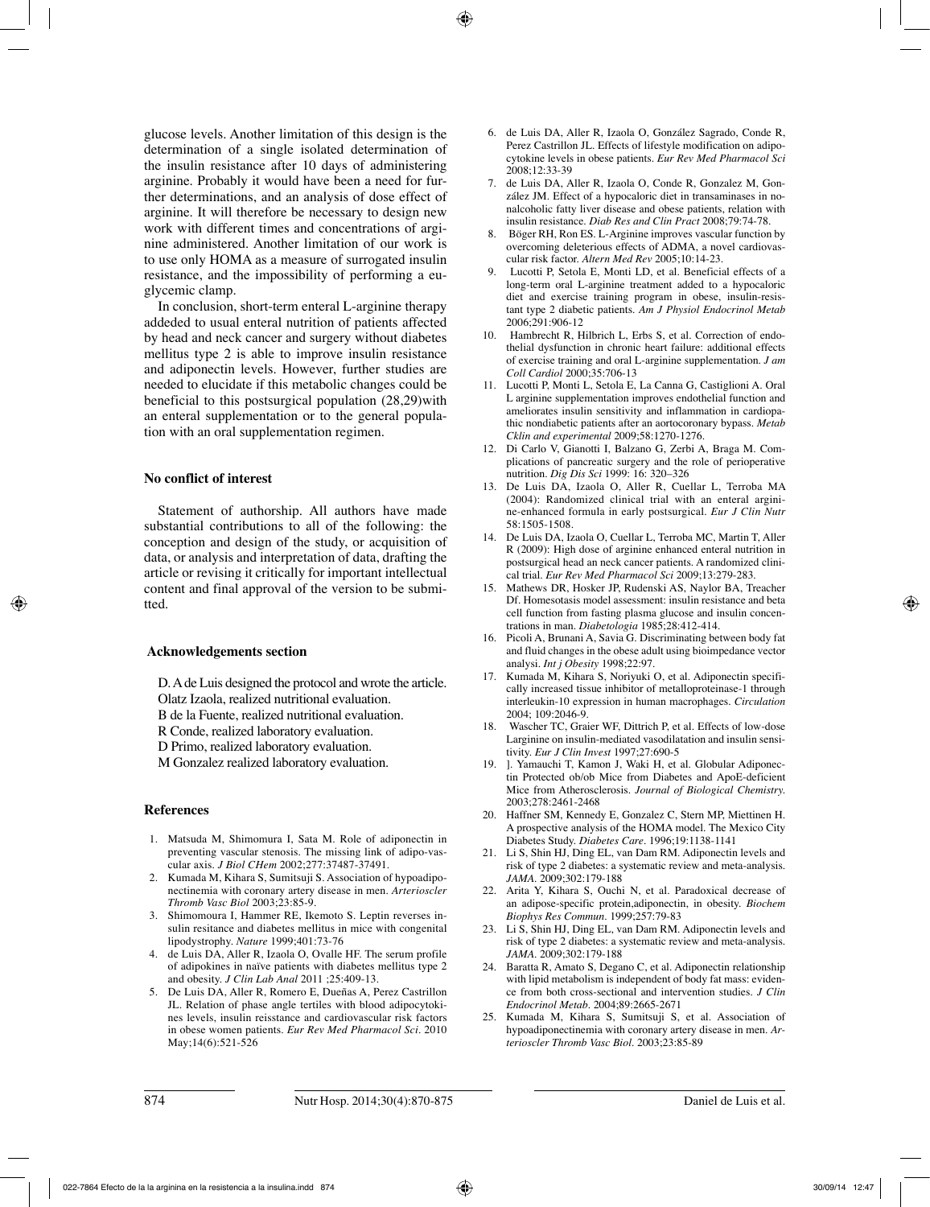glucose levels. Another limitation of this design is the determination of a single isolated determination of the insulin resistance after 10 days of administering arginine. Probably it would have been a need for further determinations, and an analysis of dose effect of arginine. It will therefore be necessary to design new work with different times and concentrations of arginine administered. Another limitation of our work is to use only HOMA as a measure of surrogated insulin resistance, and the impossibility of performing a euglycemic clamp.

In conclusion, short-term enteral L-arginine therapy addeded to usual enteral nutrition of patients affected by head and neck cancer and surgery without diabetes mellitus type 2 is able to improve insulin resistance and adiponectin levels. However, further studies are needed to elucidate if this metabolic changes could be beneficial to this postsurgical population (28,29)with an enteral supplementation or to the general population with an oral supplementation regimen.

### No conflict of interest

Statement of authorship. All authors have made substantial contributions to all of the following: the conception and design of the study, or acquisition of data, or analysis and interpretation of data, drafting the article or revising it critically for important intellectual content and final approval of the version to be submitted.

### Acknowledgements section

D. A de Luis designed the protocol and wrote the article.
Olatz Izaola, realized nutritional evaluation.
B de la Fuente, realized nutritional evaluation.
R Conde, realized laboratory evaluation.
D Primo, realized laboratory evaluation.
M Gonzalez realized laboratory evaluation.

### References

1. Matsuda M, Shimomura I, Sata M. Role of adiponectin in preventing vascular stenosis. The missing link of adipo-vascular axis. *J Biol CHem* 2002;277:37487-37491.
2. Kumada M, Kihara S, Sumitsuji S. Association of hypoadiponectinemia with coronary artery disease in men. *Arterioscler Thromb Vasc Biol* 2003;23:85-9.
3. Shimomoura I, Hammer RE, Ikemoto S. Leptin reverses insulin resitance and diabetes mellitus in mice with congenital lipodystrophy. *Nature* 1999;401:73-76
4. de Luis DA, Aller R, Izaola O, Ovalle HF. The serum profile of adipokines in naïve patients with diabetes mellitus type 2 and obesity. *J Clin Lab Anal* 2011 ;25:409-13.
5. De Luis DA, Aller R, Romero E, Dueñas A, Perez Castrillon JL. Relation of phase angle tertiles with blood adipocytokines levels, insulin reisstance and cardiovascular risk factors in obese women patients. *Eur Rev Med Pharmacol Sci*. 2010 May;14(6):521-526
6. de Luis DA, Aller R, Izaola O, González Sagrado, Conde R, Perez Castrillon JL. Effects of lifestyle modification on adipocytokine levels in obese patients. *Eur Rev Med Pharmacol Sci* 2008;12:33-39
7. de Luis DA, Aller R, Izaola O, Conde R, Gonzalez M, González JM. Effect of a hypocaloric diet in transaminases in nonalcoholic fatty liver disease and obese patients, relation with insulin resistance. *Diab Res and Clin Pract* 2008;79:74-78.
8. Böger RH, Ron ES. L-Arginine improves vascular function by overcoming deleterious effects of ADMA, a novel cardiovascular risk factor. *Altern Med Rev* 2005;10:14-23.
9. Lucotti P, Setola E, Monti LD, et al. Beneficial effects of a long-term oral L-arginine treatment added to a hypocaloric diet and exercise training program in obese, insulin-resistant type 2 diabetic patients. *Am J Physiol Endocrinol Metab* 2006;291:906-12
10. Hambrecht R, Hilbrich L, Erbs S, et al. Correction of endothelial dysfunction in chronic heart failure: additional effects of exercise training and oral L-arginine supplementation. *J am Coll Cardiol* 2000;35:706-13
11. Lucotti P, Monti L, Setola E, La Canna G, Castiglioni A. Oral L arginine supplementation improves endothelial function and ameliorates insulin sensitivity and inflammation in cardiopathic nondiabetic patients after an aortocoronary bypass. *Metab Cklin and experimental* 2009;58:1270-1276.
12. Di Carlo V, Gianotti I, Balzano G, Zerbi A, Braga M. Complications of pancreatic surgery and the role of perioperative nutrition. *Dig Dis Sci* 1999: 16: 320–326
13. De Luis DA, Izaola O, Aller R, Cuellar L, Terroba MA (2004): Randomized clinical trial with an enteral arginine-enhanced formula in early postsurgical. *Eur J Clin Nutr* 58:1505-1508.
14. De Luis DA, Izaola O, Cuellar L, Terroba MC, Martin T, Aller R (2009): High dose of arginine enhanced enteral nutrition in postsurgical head an neck cancer patients. A randomized clinical trial. *Eur Rev Med Pharmacol Sci* 2009;13:279-283.
15. Mathews DR, Hosker JP, Rudenski AS, Naylor BA, Treacher Df. Homesotasis model assessment: insulin resistance and beta cell function from fasting plasma glucose and insulin concentrations in man. *Diabetologia* 1985;28:412-414.
16. Picoli A, Brunani A, Savia G. Discriminating between body fat and fluid changes in the obese adult using bioimpedance vector analysi. *Int j Obesity* 1998;22:97.
17. Kumada M, Kihara S, Noriyuki O, et al. Adiponectin specifically increased tissue inhibitor of metalloproteinase-1 through interleukin-10 expression in human macrophages. *Circulation* 2004; 109:2046-9.
18. Wascher TC, Graier WF, Dittrich P, et al. Effects of low-dose Larginine on insulin-mediated vasodilatation and insulin sensitivity. *Eur J Clin Invest* 1997;27:690-5
19. ]. Yamauchi T, Kamon J, Waki H, et al. Globular Adiponectin Protected ob/ob Mice from Diabetes and ApoE-deficient Mice from Atherosclerosis. *Journal of Biological Chemistry.* 2003;278:2461-2468
20. Haffner SM, Kennedy E, Gonzalez C, Stern MP, Miettinen H. A prospective analysis of the HOMA model. The Mexico City Diabetes Study. *Diabetes Care*. 1996;19:1138-1141
21. Li S, Shin HJ, Ding EL, van Dam RM. Adiponectin levels and risk of type 2 diabetes: a systematic review and meta-analysis. *JAMA*. 2009;302:179-188
22. Arita Y, Kihara S, Ouchi N, et al. Paradoxical decrease of an adipose-specific protein,adiponectin, in obesity. *Biochem Biophys Res Commun*. 1999;257:79-83
23. Li S, Shin HJ, Ding EL, van Dam RM. Adiponectin levels and risk of type 2 diabetes: a systematic review and meta-analysis. *JAMA*. 2009;302:179-188
24. Baratta R, Amato S, Degano C, et al. Adiponectin relationship with lipid metabolism is independent of body fat mass: evidence from both cross-sectional and intervention studies. *J Clin Endocrinol Metab*. 2004;89:2665-2671
25. Kumada M, Kihara S, Sumitsuji S, et al. Association of hypoadiponectinemia with coronary artery disease in men. *Arterioscler Thromb Vasc Biol*. 2003;23:85-89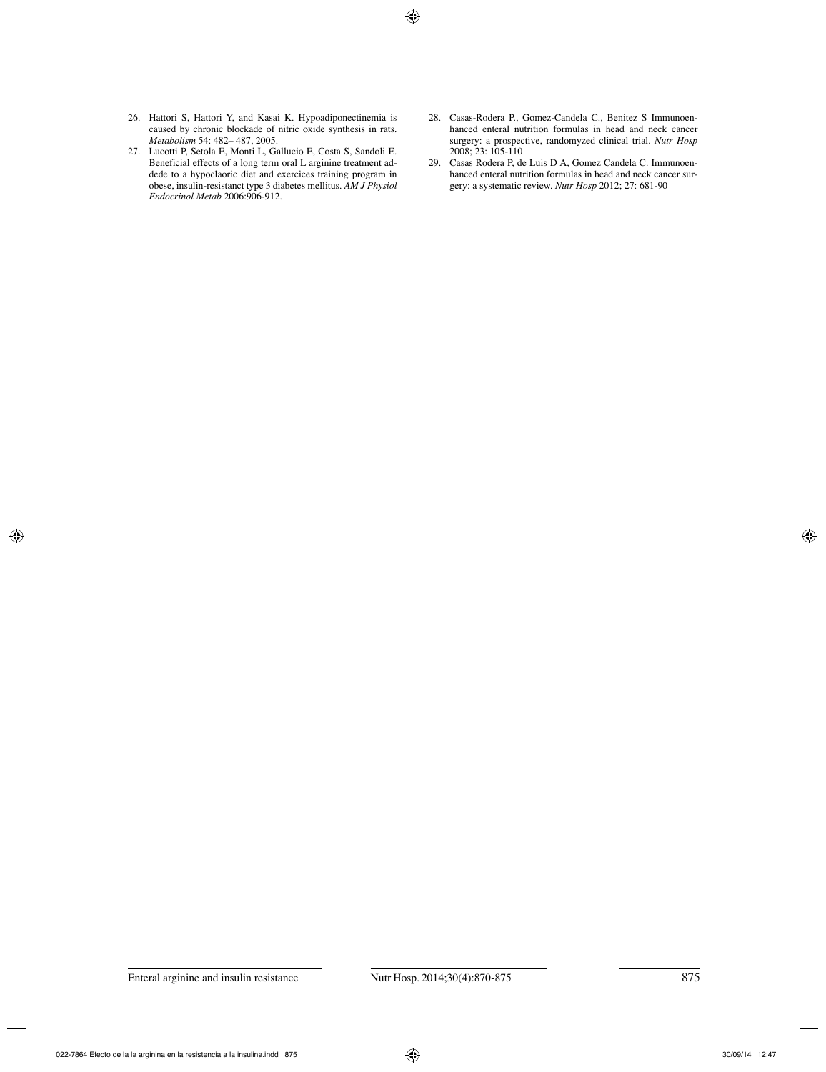26. Hattori S, Hattori Y, and Kasai K. Hypoadiponectinemia is caused by chronic blockade of nitric oxide synthesis in rats. *Metabolism* 54: 482– 487, 2005.
27. Lucotti P, Setola E, Monti L, Gallucio E, Costa S, Sandoli E. Beneficial effects of a long term oral L arginine treatment addede to a hypoclaoric diet and exercices training program in obese, insulin-resistanct type 3 diabetes mellitus. *AM J Physiol Endocrinol Metab* 2006:906-912.
28. Casas-Rodera P., Gomez-Candela C., Benitez S Immunoenhanced enteral nutrition formulas in head and neck cancer surgery: a prospective, randomyzed clinical trial. *Nutr Hosp* 2008; 23: 105-110
29. Casas Rodera P, de Luis D A, Gomez Candela C. Immunoenhanced enteral nutrition formulas in head and neck cancer surgery: a systematic review. *Nutr Hosp* 2012; 27: 681-90